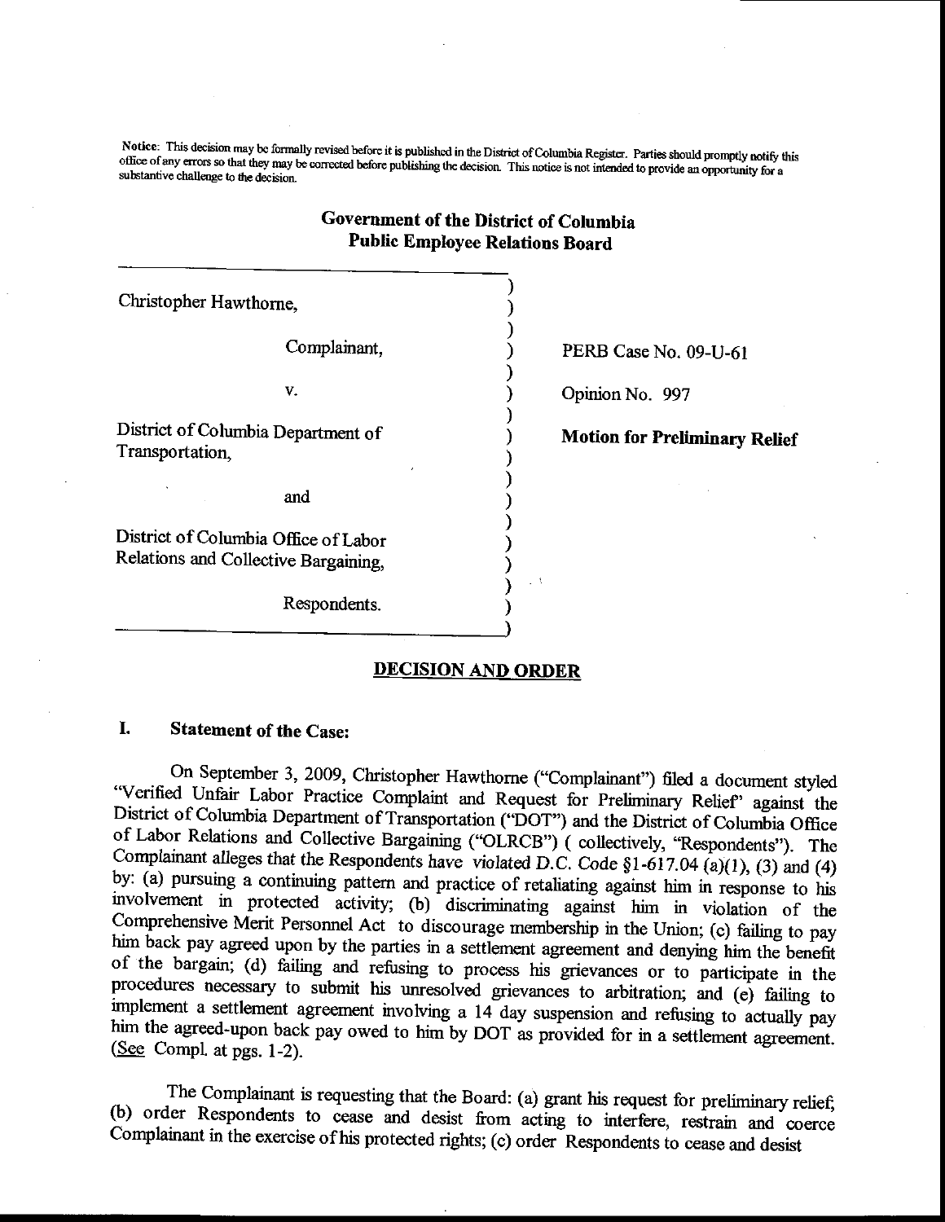Notice: This decision may be formally revised before it is published in the District of Columbia Register. Parties should promptly notify this office of any errors so that they may be corrected before publishing the decision. This notice is not intended to provide an opportunity for a substantive challenge to the decision.

# Government of the District of Columbia
# Public Employee Relations Board

| | |
|---|---|
| Christopher Hawthorne,<br><br>Complainant,<br><br>v.<br><br>District of Columbia Department of Transportation,<br><br>and<br><br>District of Columbia Office of Labor Relations and Collective Bargaining,<br><br>Respondents. | PERB Case No. 09-U-61<br><br>Opinion No. 997<br><br>**Motion for Preliminary Relief** |

## DECISION AND ORDER

### I. Statement of the Case:

On September 3, 2009, Christopher Hawthorne ("Complainant") filed a document styled "Verified Unfair Labor Practice Complaint and Request for Preliminary Relief" against the District of Columbia Department of Transportation ("DOT") and the District of Columbia Office of Labor Relations and Collective Bargaining ("OLRCB") ( collectively, "Respondents"). The Complainant alleges that the Respondents have violated D.C. Code §1-617.04 (a)(1), (3) and (4) by: (a) pursuing a continuing pattern and practice of retaliating against him in response to his involvement in protected activity; (b) discriminating against him in violation of the Comprehensive Merit Personnel Act to discourage membership in the Union; (c) failing to pay him back pay agreed upon by the parties in a settlement agreement and denying him the benefit of the bargain; (d) failing and refusing to process his grievances or to participate in the procedures necessary to submit his unresolved grievances to arbitration; and (e) failing to implement a settlement agreement involving a 14 day suspension and refusing to actually pay him the agreed-upon back pay owed to him by DOT as provided for in a settlement agreement. (See Compl. at pgs. 1-2).

The Complainant is requesting that the Board: (a) grant his request for preliminary relief; (b) order Respondents to cease and desist from acting to interfere, restrain and coerce Complainant in the exercise of his protected rights; (c) order Respondents to cease and desist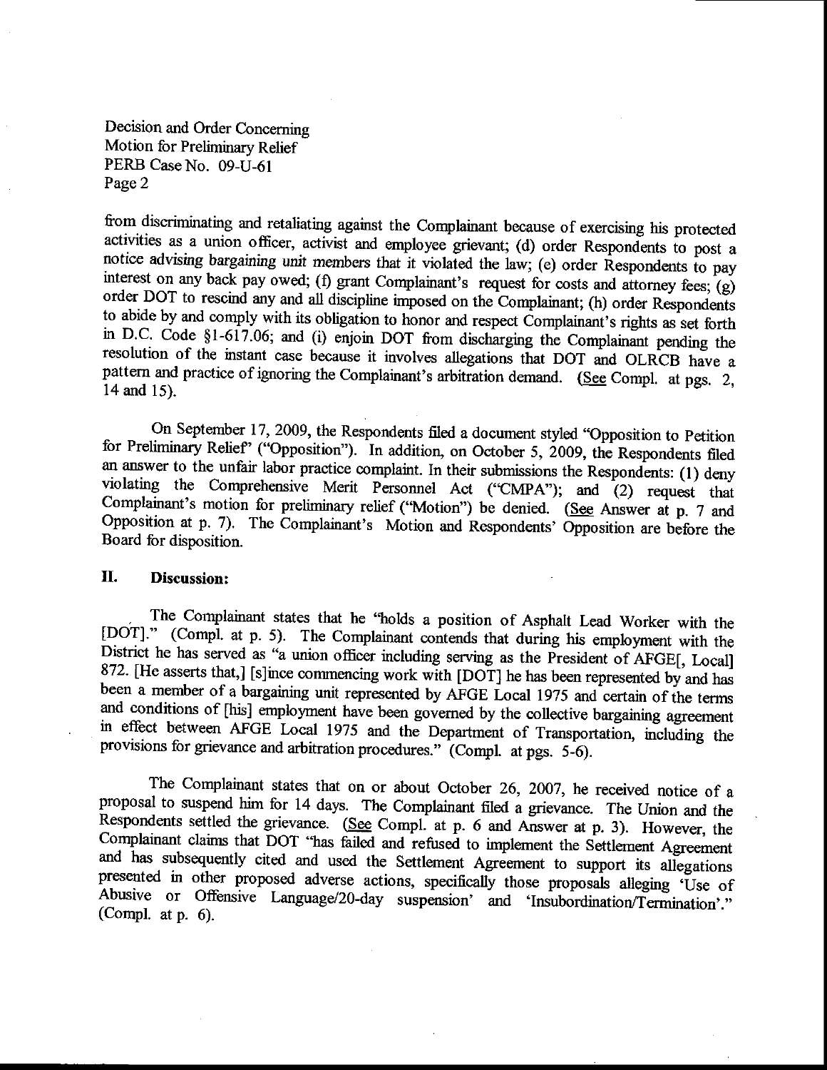from discriminating and retaliating against the Complainant because of exercising his protected activities as a union officer, activist and employee grievant; (d) order Respondents to post a notice advising bargaining unit members that it violated the law; (e) order Respondents to pay interest on any back pay owed; (f) grant Complainant's request for costs and attorney fees; (g) order DOT to rescind any and all discipline imposed on the Complainant; (h) order Respondents to abide by and comply with its obligation to honor and respect Complainant's rights as set forth in D.C. Code §1-617.06; and (i) enjoin DOT from discharging the Complainant pending the resolution of the instant case because it involves allegations that DOT and OLRCB have a pattern and practice of ignoring the Complainant's arbitration demand. (See Compl. at pgs. 2, 14 and 15).

On September 17, 2009, the Respondents filed a document styled "Opposition to Petition for Preliminary Relief" ("Opposition"). In addition, on October 5, 2009, the Respondents filed an answer to the unfair labor practice complaint. In their submissions the Respondents: (1) deny violating the Comprehensive Merit Personnel Act ("CMPA"); and (2) request that Complainant's motion for preliminary relief ("Motion") be denied. (See Answer at p. 7 and Opposition at p. 7). The Complainant's Motion and Respondents' Opposition are before the Board for disposition.

## II. Discussion:

The Complainant states that he "holds a position of Asphalt Lead Worker with the [DOT]." (Compl. at p. 5). The Complainant contends that during his employment with the District he has served as "a union officer including serving as the President of AFGE[, Local] 872. [He asserts that,] [s]ince commencing work with [DOT] he has been represented by and has been a member of a bargaining unit represented by AFGE Local 1975 and certain of the terms and conditions of [his] employment have been governed by the collective bargaining agreement in effect between AFGE Local 1975 and the Department of Transportation, including the provisions for grievance and arbitration procedures." (Compl. at pgs. 5-6).

The Complainant states that on or about October 26, 2007, he received notice of a proposal to suspend him for 14 days. The Complainant filed a grievance. The Union and the Respondents settled the grievance. (See Compl. at p. 6 and Answer at p. 3). However, the Complainant claims that DOT "has failed and refused to implement the Settlement Agreement and has subsequently cited and used the Settlement Agreement to support its allegations presented in other proposed adverse actions, specifically those proposals alleging 'Use of Abusive or Offensive Language/20-day suspension' and 'Insubordination/Termination'." (Compl. at p. 6).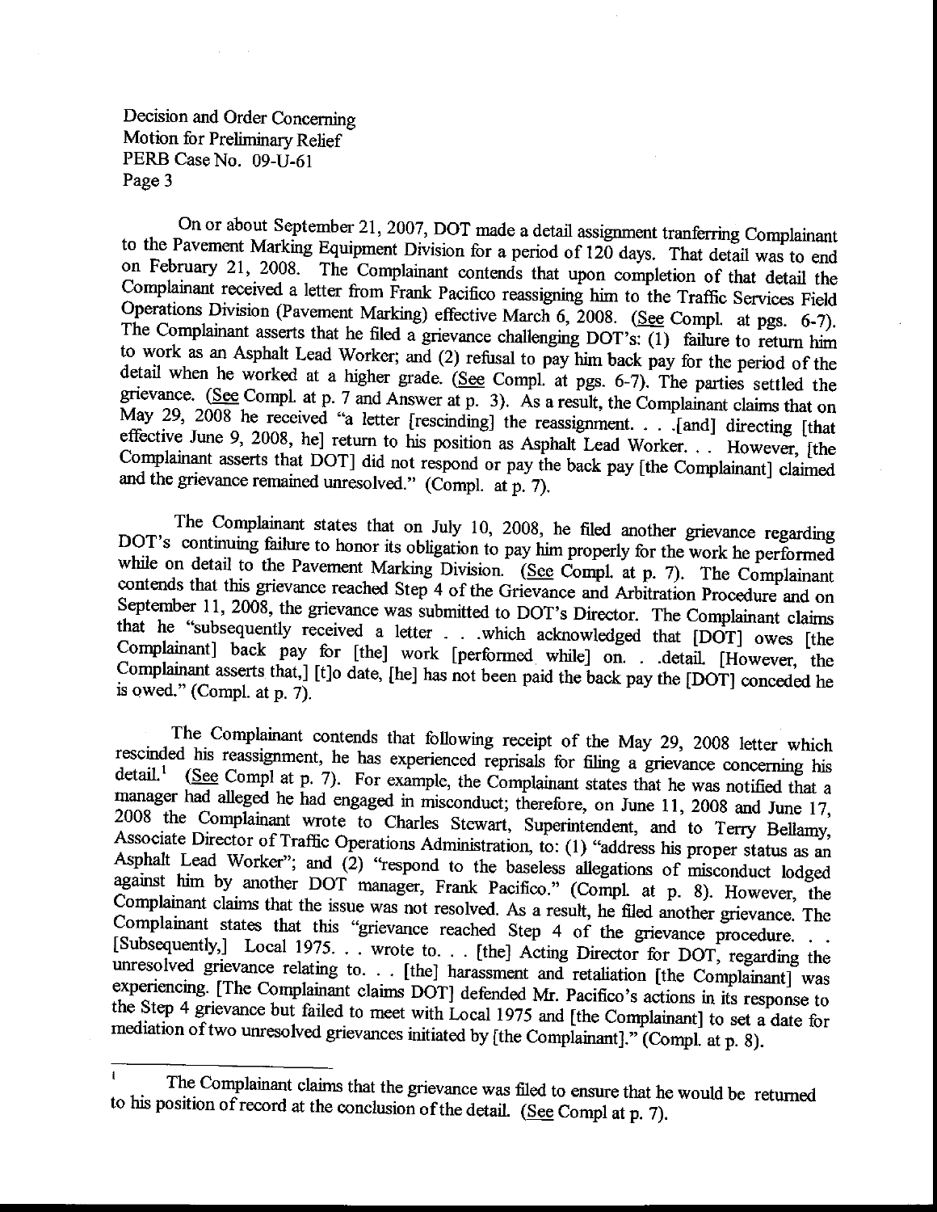Decision and Order Concerning
Motion for Preliminary Relief
PERB Case No. 09-U-61

On or about September 21, 2007, DOT made a detail assignment tranferring Complainant to the Pavement Marking Equipment Division for a period of 120 days. That detail was to end on February 21, 2008. The Complainant contends that upon completion of that detail the Complainant received a letter from Frank Pacifico reassigning him to the Traffic Services Field Operations Division (Pavement Marking) effective March 6, 2008. (See Compl. at pgs. 6-7). The Complainant asserts that he filed a grievance challenging DOT's: (1) failure to return him to work as an Asphalt Lead Worker; and (2) refusal to pay him back pay for the period of the detail when he worked at a higher grade. (See Compl. at pgs. 6-7). The parties settled the grievance. (See Compl. at p. 7 and Answer at p. 3). As a result, the Complainant claims that on May 29, 2008 he received "a letter [rescinding] the reassignment. . . .[and] directing [that effective June 9, 2008, he] return to his position as Asphalt Lead Worker. . . However, [the Complainant asserts that DOT] did not respond or pay the back pay [the Complainant] claimed and the grievance remained unresolved." (Compl. at p. 7).

The Complainant states that on July 10, 2008, he filed another grievance regarding DOT's continuing failure to honor its obligation to pay him properly for the work he performed while on detail to the Pavement Marking Division. (See Compl. at p. 7). The Complainant contends that this grievance reached Step 4 of the Grievance and Arbitration Procedure and on September 11, 2008, the grievance was submitted to DOT's Director. The Complainant claims that he "subsequently received a letter . . .which acknowledged that [DOT] owes [the Complainant] back pay for [the] work [performed while] on. . .detail. [However, the Complainant asserts that,] [t]o date, [he] has not been paid the back pay the [DOT] conceded he is owed." (Compl. at p. 7).

The Complainant contends that following receipt of the May 29, 2008 letter which rescinded his reassignment, he has experienced reprisals for filing a grievance concerning his detail.[1] (See Compl at p. 7). For example, the Complainant states that he was notified that a manager had alleged he had engaged in misconduct; therefore, on June 11, 2008 and June 17, 2008 the Complainant wrote to Charles Stewart, Superintendent, and to Terry Bellamy, Associate Director of Traffic Operations Administration, to: (1) "address his proper status as an Asphalt Lead Worker"; and (2) "respond to the baseless allegations of misconduct lodged against him by another DOT manager, Frank Pacifico." (Compl. at p. 8). However, the Complainant claims that the issue was not resolved. As a result, he filed another grievance. The Complainant states that this "grievance reached Step 4 of the grievance procedure. . . [Subsequently,] Local 1975. . . wrote to. . . [the] Acting Director for DOT, regarding the unresolved grievance relating to. . . [the] harassment and retaliation [the Complainant] was experiencing. [The Complainant claims DOT] defended Mr. Pacifico's actions in its response to the Step 4 grievance but failed to meet with Local 1975 and [the Complainant] to set a date for mediation of two unresolved grievances initiated by [the Complainant]." (Compl. at p. 8).

---

[1] The Complainant claims that the grievance was filed to ensure that he would be returned to his position of record at the conclusion of the detail. (See Compl at p. 7).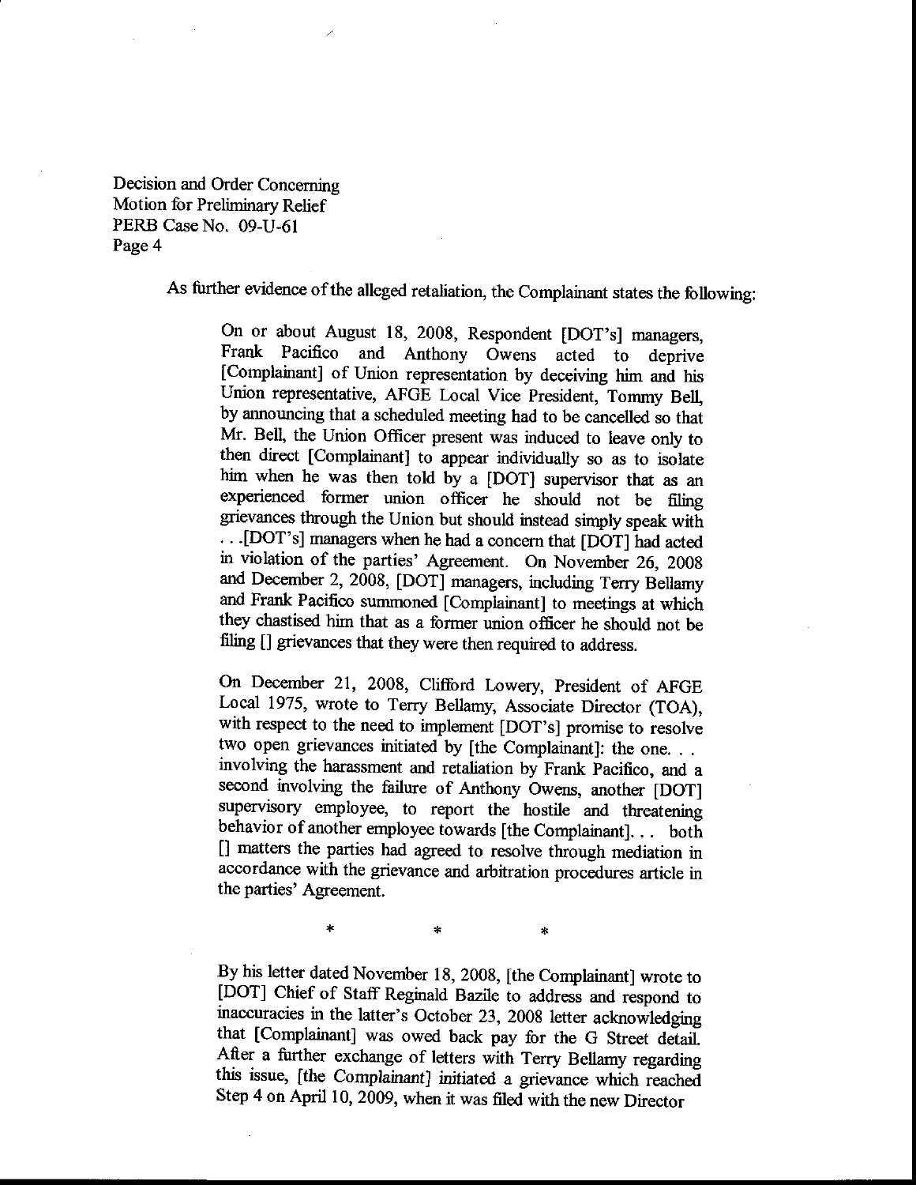As further evidence of the alleged retaliation, the Complainant states the following:

> On or about August 18, 2008, Respondent [DOT's] managers, Frank Pacifico and Anthony Owens acted to deprive [Complainant] of Union representation by deceiving him and his Union representative, AFGE Local Vice President, Tommy Bell, by announcing that a scheduled meeting had to be cancelled so that Mr. Bell, the Union Officer present was induced to leave only to then direct [Complainant] to appear individually so as to isolate him when he was then told by a [DOT] supervisor that as an experienced former union officer he should not be filing grievances through the Union but should instead simply speak with . . .[DOT's] managers when he had a concern that [DOT] had acted in violation of the parties' Agreement. On November 26, 2008 and December 2, 2008, [DOT] managers, including Terry Bellamy and Frank Pacifico summoned [Complainant] to meetings at which they chastised him that as a former union officer he should not be filing [] grievances that they were then required to address.
>
> On December 21, 2008, Clifford Lowery, President of AFGE Local 1975, wrote to Terry Bellamy, Associate Director (TOA), with respect to the need to implement [DOT's] promise to resolve two open grievances initiated by [the Complainant]: the one. . . involving the harassment and retaliation by Frank Pacifico, and a second involving the failure of Anthony Owens, another [DOT] supervisory employee, to report the hostile and threatening behavior of another employee towards [the Complainant]. . . both [] matters the parties had agreed to resolve through mediation in accordance with the grievance and arbitration procedures article in the parties' Agreement.
>
> \* \* \*
>
> By his letter dated November 18, 2008, [the Complainant] wrote to [DOT] Chief of Staff Reginald Bazile to address and respond to inaccuracies in the latter's October 23, 2008 letter acknowledging that [Complainant] was owed back pay for the G Street detail. After a further exchange of letters with Terry Bellamy regarding this issue, [the Complainant] initiated a grievance which reached Step 4 on April 10, 2009, when it was filed with the new Director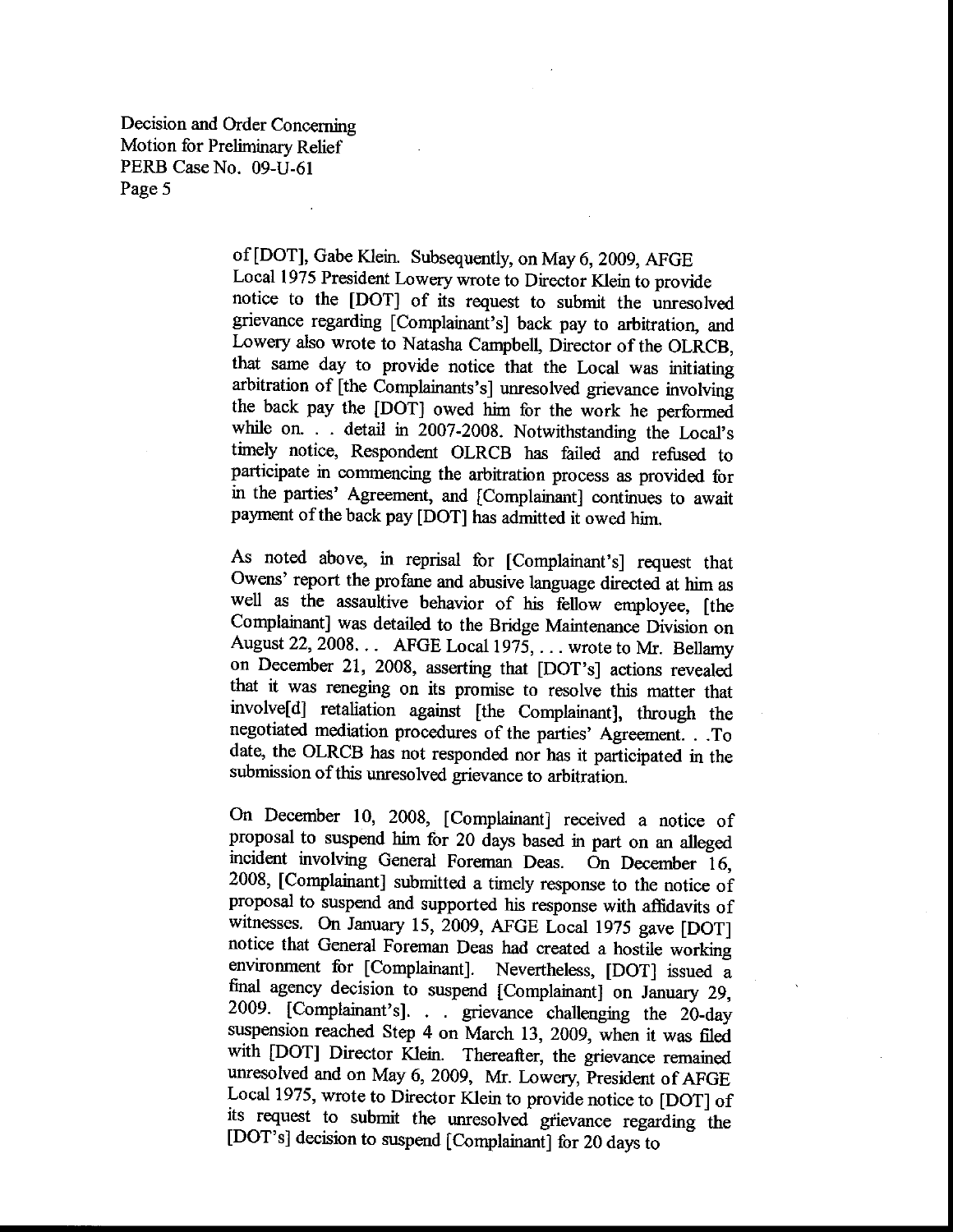of [DOT], Gabe Klein. Subsequently, on May 6, 2009, AFGE Local 1975 President Lowery wrote to Director Klein to provide notice to the [DOT] of its request to submit the unresolved grievance regarding [Complainant's] back pay to arbitration, and Lowery also wrote to Natasha Campbell, Director of the OLRCB, that same day to provide notice that the Local was initiating arbitration of [the Complainants's] unresolved grievance involving the back pay the [DOT] owed him for the work he performed while on. . . detail in 2007-2008. Notwithstanding the Local's timely notice, Respondent OLRCB has failed and refused to participate in commencing the arbitration process as provided for in the parties' Agreement, and [Complainant] continues to await payment of the back pay [DOT] has admitted it owed him.

As noted above, in reprisal for [Complainant's] request that Owens' report the profane and abusive language directed at him as well as the assaultive behavior of his fellow employee, [the Complainant] was detailed to the Bridge Maintenance Division on August 22, 2008. . . AFGE Local 1975, . . . wrote to Mr. Bellamy on December 21, 2008, asserting that [DOT's] actions revealed that it was reneging on its promise to resolve this matter that involve[d] retaliation against [the Complainant], through the negotiated mediation procedures of the parties' Agreement. . .To date, the OLRCB has not responded nor has it participated in the submission of this unresolved grievance to arbitration.

On December 10, 2008, [Complainant] received a notice of proposal to suspend him for 20 days based in part on an alleged incident involving General Foreman Deas. On December 16, 2008, [Complainant] submitted a timely response to the notice of proposal to suspend and supported his response with affidavits of witnesses. On January 15, 2009, AFGE Local 1975 gave [DOT] notice that General Foreman Deas had created a hostile working environment for [Complainant]. Nevertheless, [DOT] issued a final agency decision to suspend [Complainant] on January 29, 2009. [Complainant's]. . . grievance challenging the 20-day suspension reached Step 4 on March 13, 2009, when it was filed with [DOT] Director Klein. Thereafter, the grievance remained unresolved and on May 6, 2009, Mr. Lowery, President of AFGE Local 1975, wrote to Director Klein to provide notice to [DOT] of its request to submit the unresolved grievance regarding the [DOT's] decision to suspend [Complainant] for 20 days to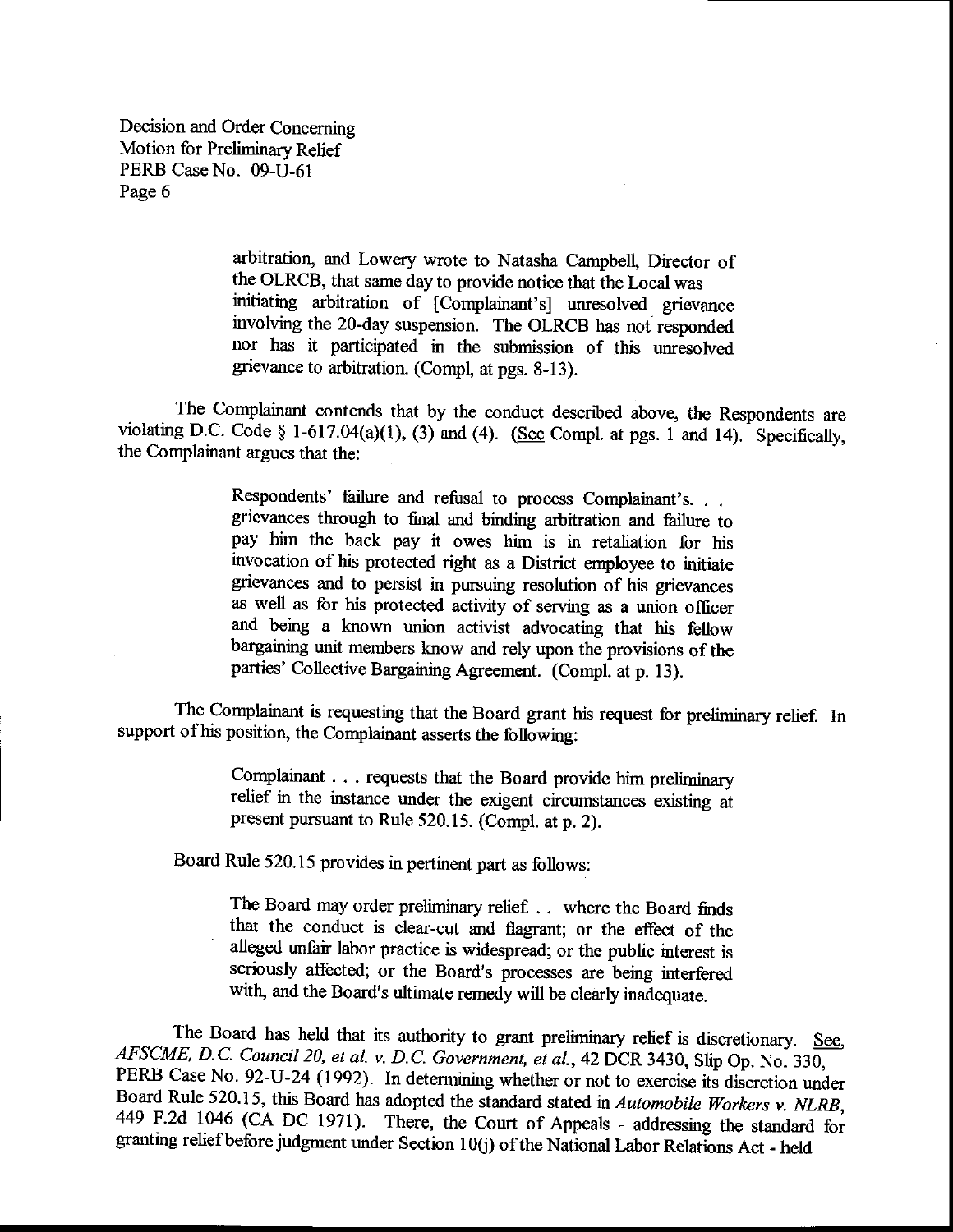> arbitration, and Lowery wrote to Natasha Campbell, Director of the OLRCB, that same day to provide notice that the Local was initiating arbitration of [Complainant's] unresolved grievance involving the 20-day suspension. The OLRCB has not responded nor has it participated in the submission of this unresolved grievance to arbitration. (Compl, at pgs. 8-13).

The Complainant contends that by the conduct described above, the Respondents are violating D.C. Code § 1-617.04(a)(1), (3) and (4). (See Compl. at pgs. 1 and 14). Specifically, the Complainant argues that the:

> Respondents' failure and refusal to process Complainant's. . . grievances through to final and binding arbitration and failure to pay him the back pay it owes him is in retaliation for his invocation of his protected right as a District employee to initiate grievances and to persist in pursuing resolution of his grievances as well as for his protected activity of serving as a union officer and being a known union activist advocating that his fellow bargaining unit members know and rely upon the provisions of the parties' Collective Bargaining Agreement. (Compl. at p. 13).

The Complainant is requesting that the Board grant his request for preliminary relief. In support of his position, the Complainant asserts the following:

> Complainant . . . requests that the Board provide him preliminary relief in the instance under the exigent circumstances existing at present pursuant to Rule 520.15. (Compl. at p. 2).

Board Rule 520.15 provides in pertinent part as follows:

> The Board may order preliminary relief. . . where the Board finds that the conduct is clear-cut and flagrant; or the effect of the alleged unfair labor practice is widespread; or the public interest is seriously affected; or the Board's processes are being interfered with, and the Board's ultimate remedy will be clearly inadequate.

The Board has held that its authority to grant preliminary relief is discretionary. See, *AFSCME, D.C. Council 20, et al. v. D.C. Government, et al.*, 42 DCR 3430, Slip Op. No. 330, PERB Case No. 92-U-24 (1992). In determining whether or not to exercise its discretion under Board Rule 520.15, this Board has adopted the standard stated in *Automobile Workers v. NLRB*, 449 F.2d 1046 (CA DC 1971). There, the Court of Appeals - addressing the standard for granting relief before judgment under Section 10(j) of the National Labor Relations Act - held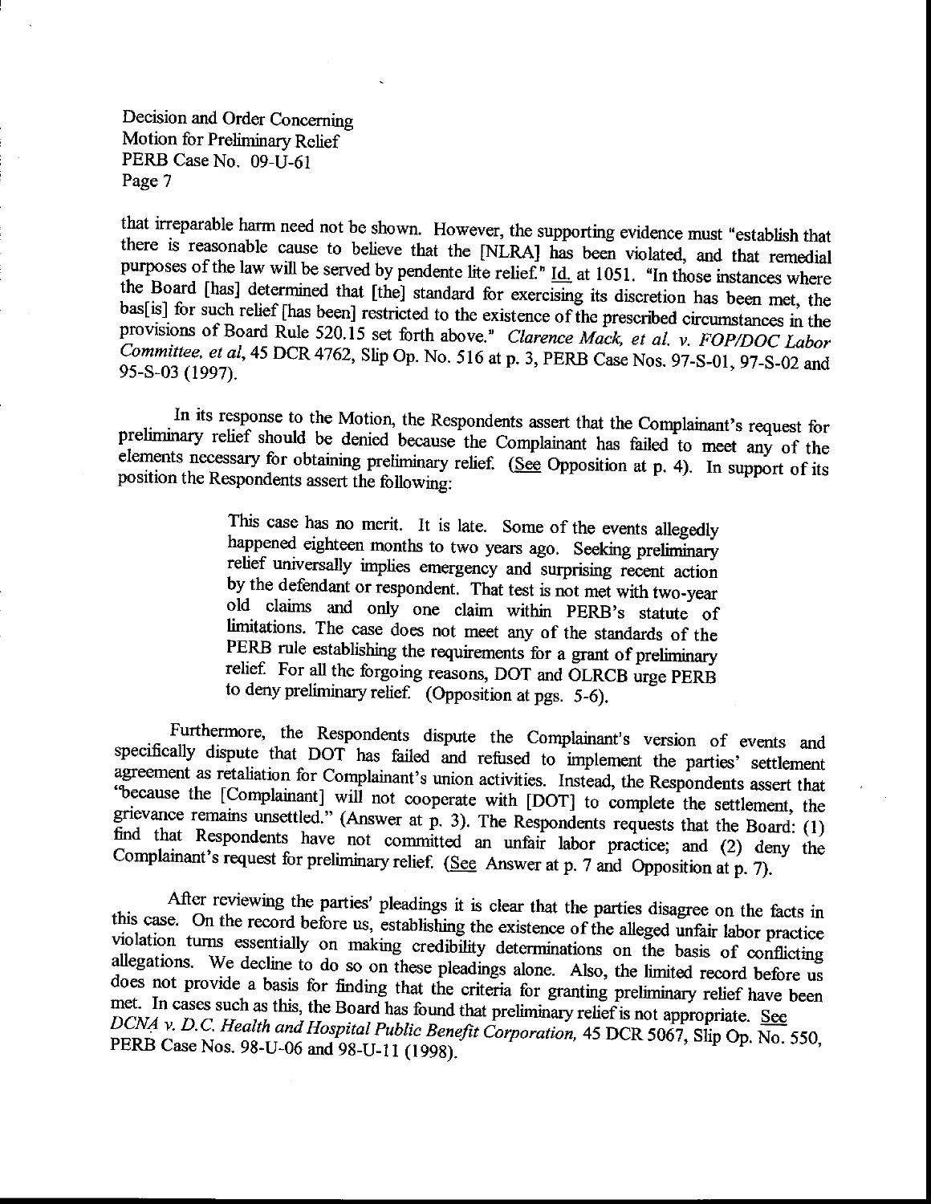that irreparable harm need not be shown. However, the supporting evidence must "establish that there is reasonable cause to believe that the [NLRA] has been violated, and that remedial purposes of the law will be served by pendente lite relief." Id. at 1051. "In those instances where the Board [has] determined that [the] standard for exercising its discretion has been met, the bas[is] for such relief [has been] restricted to the existence of the prescribed circumstances in the provisions of Board Rule 520.15 set forth above." *Clarence Mack, et al. v. FOP/DOC Labor Committee, et al*, 45 DCR 4762, Slip Op. No. 516 at p. 3, PERB Case Nos. 97-S-01, 97-S-02 and 95-S-03 (1997).

In its response to the Motion, the Respondents assert that the Complainant's request for preliminary relief should be denied because the Complainant has failed to meet any of the elements necessary for obtaining preliminary relief. (See Opposition at p. 4). In support of its position the Respondents assert the following:

> This case has no merit. It is late. Some of the events allegedly happened eighteen months to two years ago. Seeking preliminary relief universally implies emergency and surprising recent action by the defendant or respondent. That test is not met with two-year old claims and only one claim within PERB's statute of limitations. The case does not meet any of the standards of the PERB rule establishing the requirements for a grant of preliminary relief. For all the forgoing reasons, DOT and OLRCB urge PERB to deny preliminary relief. (Opposition at pgs. 5-6).

Furthermore, the Respondents dispute the Complainant's version of events and specifically dispute that DOT has failed and refused to implement the parties' settlement agreement as retaliation for Complainant's union activities. Instead, the Respondents assert that "because the [Complainant] will not cooperate with [DOT] to complete the settlement, the grievance remains unsettled." (Answer at p. 3). The Respondents requests that the Board: (1) find that Respondents have not committed an unfair labor practice; and (2) deny the Complainant's request for preliminary relief. (See Answer at p. 7 and Opposition at p. 7).

After reviewing the parties' pleadings it is clear that the parties disagree on the facts in this case. On the record before us, establishing the existence of the alleged unfair labor practice violation turns essentially on making credibility determinations on the basis of conflicting allegations. We decline to do so on these pleadings alone. Also, the limited record before us does not provide a basis for finding that the criteria for granting preliminary relief have been met. In cases such as this, the Board has found that preliminary relief is not appropriate. See *DCNA v. D.C. Health and Hospital Public Benefit Corporation*, 45 DCR 5067, Slip Op. No. 550, PERB Case Nos. 98-U-06 and 98-U-11 (1998).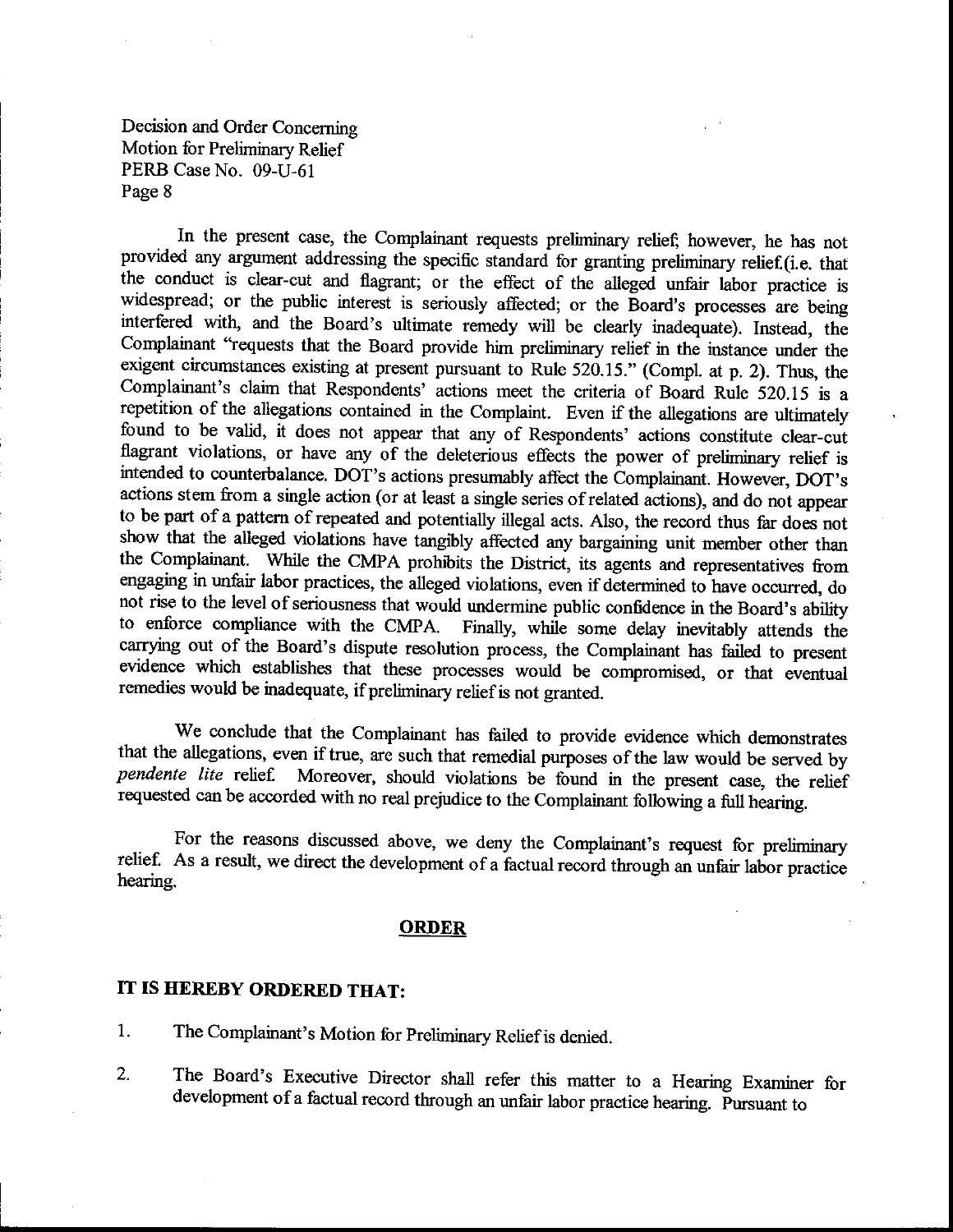In the present case, the Complainant requests preliminary relief; however, he has not provided any argument addressing the specific standard for granting preliminary relief.(i.e. that the conduct is clear-cut and flagrant; or the effect of the alleged unfair labor practice is widespread; or the public interest is seriously affected; or the Board's processes are being interfered with, and the Board's ultimate remedy will be clearly inadequate). Instead, the Complainant "requests that the Board provide him preliminary relief in the instance under the exigent circumstances existing at present pursuant to Rule 520.15." (Compl. at p. 2). Thus, the Complainant's claim that Respondents' actions meet the criteria of Board Rule 520.15 is a repetition of the allegations contained in the Complaint. Even if the allegations are ultimately found to be valid, it does not appear that any of Respondents' actions constitute clear-cut flagrant violations, or have any of the deleterious effects the power of preliminary relief is intended to counterbalance. DOT's actions presumably affect the Complainant. However, DOT's actions stem from a single action (or at least a single series of related actions), and do not appear to be part of a pattern of repeated and potentially illegal acts. Also, the record thus far does not show that the alleged violations have tangibly affected any bargaining unit member other than the Complainant. While the CMPA prohibits the District, its agents and representatives from engaging in unfair labor practices, the alleged violations, even if determined to have occurred, do not rise to the level of seriousness that would undermine public confidence in the Board's ability to enforce compliance with the CMPA. Finally, while some delay inevitably attends the carrying out of the Board's dispute resolution process, the Complainant has failed to present evidence which establishes that these processes would be compromised, or that eventual remedies would be inadequate, if preliminary relief is not granted.

We conclude that the Complainant has failed to provide evidence which demonstrates that the allegations, even if true, are such that remedial purposes of the law would be served by *pendente lite* relief. Moreover, should violations be found in the present case, the relief requested can be accorded with no real prejudice to the Complainant following a full hearing.

For the reasons discussed above, we deny the Complainant's request for preliminary relief. As a result, we direct the development of a factual record through an unfair labor practice hearing.

## ORDER

**IT IS HEREBY ORDERED THAT:**

1. The Complainant's Motion for Preliminary Relief is denied.

2. The Board's Executive Director shall refer this matter to a Hearing Examiner for development of a factual record through an unfair labor practice hearing. Pursuant to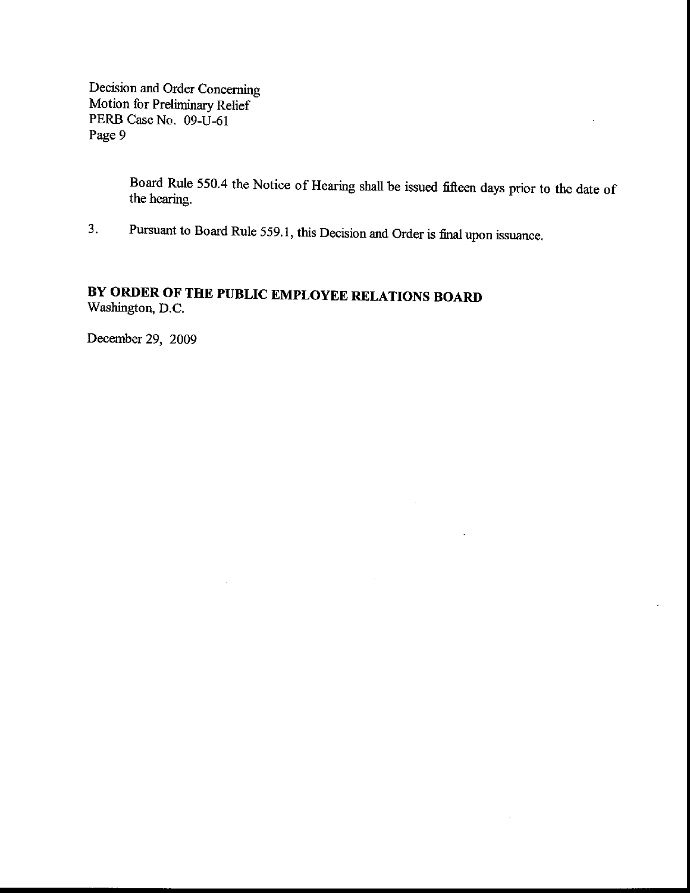Board Rule 550.4 the Notice of Hearing shall be issued fifteen days prior to the date of the hearing.

3. Pursuant to Board Rule 559.1, this Decision and Order is final upon issuance.

**BY ORDER OF THE PUBLIC EMPLOYEE RELATIONS BOARD**
Washington, D.C.

December 29, 2009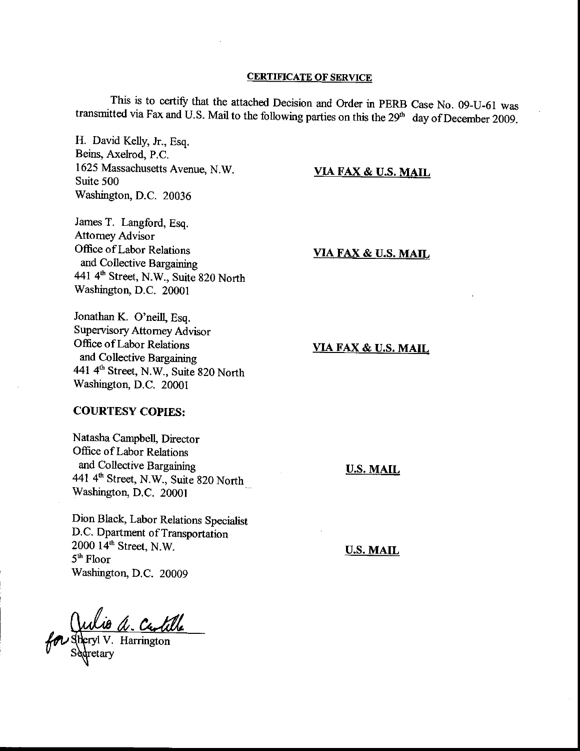**CERTIFICATE OF SERVICE**

This is to certify that the attached Decision and Order in PERB Case No. 09-U-61 was transmitted via Fax and U.S. Mail to the following parties on this the 29th day of December 2009.

H. David Kelly, Jr., Esq.
Beins, Axelrod, P.C.
1625 Massachusetts Avenue, N.W.
Suite 500
Washington, D.C. 20036

**VIA FAX & U.S. MAIL**

James T. Langford, Esq.
Attorney Advisor
Office of Labor Relations
and Collective Bargaining
441 4th Street, N.W., Suite 820 North
Washington, D.C. 20001

**VIA FAX & U.S. MAIL**

Jonathan K. O'neill, Esq.
Supervisory Attorney Advisor
Office of Labor Relations
and Collective Bargaining
441 4th Street, N.W., Suite 820 North
Washington, D.C. 20001

**VIA FAX & U.S. MAIL**

**COURTESY COPIES:**

Natasha Campbell, Director
Office of Labor Relations
and Collective Bargaining
441 4th Street, N.W., Suite 820 North
Washington, D.C. 20001

**U.S. MAIL**

Dion Black, Labor Relations Specialist
D.C. Dpartment of Transportation
2000 14th Street, N.W.
5th Floor
Washington, D.C. 20009

**U.S. MAIL**

for Sheryl V. Harrington
Secretary